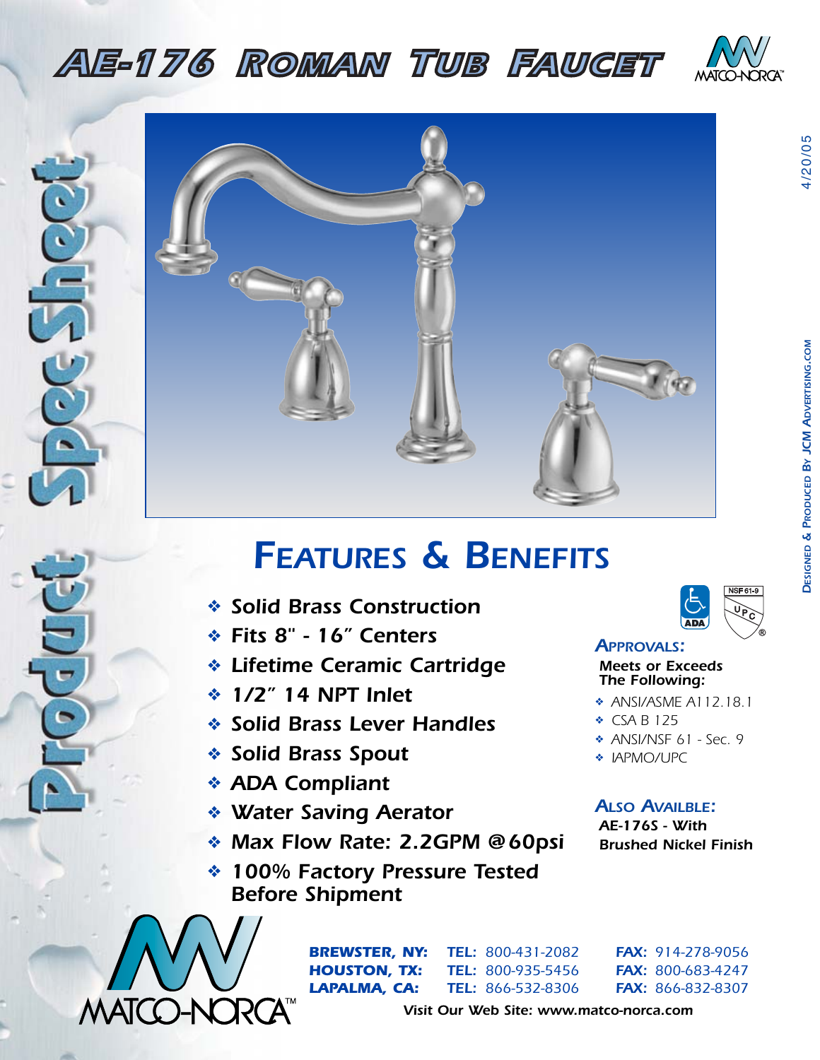# AE-176 ROMAN TUB FAUCET

Product Spec Sheet

## FEATURES & BENEFITS

- *Solid Brass Construction*
- *Fits 8" - 16″ Centers*
- *Lifetime Ceramic Cartridge*
- *1/2″ 14 NPT Inlet*
- *Solid Brass Lever Handles*
- *Solid Brass Spout*
- *ADA Compliant*
- *Water Saving Aerator*
- *Max Flow Rate: 2.2GPM @60psi*
- *100% Factory Pressure Tested Before Shipment*

### APPROVALS:

**Meets or Exceeds The Following:**

- ANSI/ASME A112.18.1
- CSA B 125
- ANSI/NSF 61 - Sec. 9
- IAPMO/UPC

### ALSO AVAILBLE:

**AE-176S - With Brushed Nickel Finish**

MATCO-NORCA™

| | | |
|---|---|---|
| **BREWSTER, NY:** | **TEL:** 800-431-2082 | **FAX:** 914-278-9056 |
| **HOUSTON, TX:** | **TEL:** 800-935-5456 | **FAX:** 800-683-4247 |
| **LAPALMA, CA:** | **TEL:** 866-532-8306 | **FAX:** 866-832-8307 |

*Visit Our Web Site: www.matco-norca.com*

4/20/05

DESIGNED & PRODUCED BY JCM ADVERTISING.COM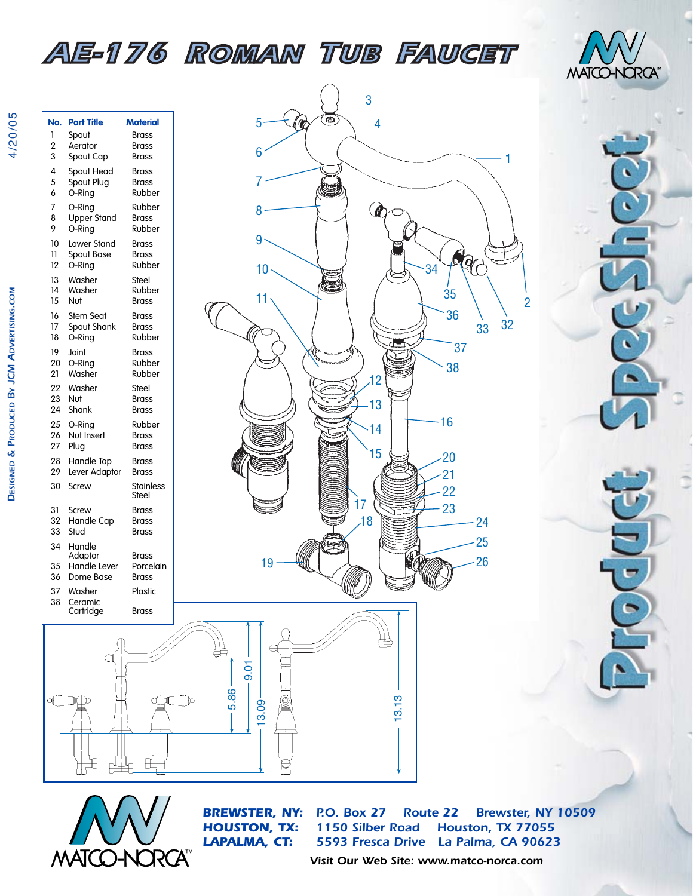# AE-176 Roman Tub Faucet

MATCO-NORCA™

| No. | Part Title | Material |
|---|---|---|
| 1 | Spout | Brass |
| 2 | Aerator | Brass |
| 3 | Spout Cap | Brass |
| 4 | Spout Head | Brass |
| 5 | Spout Plug | Brass |
| 6 | O-Ring | Rubber |
| 7 | O-Ring | Rubber |
| 8 | Upper Stand | Brass |
| 9 | O-Ring | Rubber |
| 10 | Lower Stand | Brass |
| 11 | Spout Base | Brass |
| 12 | O-Ring | Rubber |
| 13 | Washer | Steel |
| 14 | Washer | Rubber |
| 15 | Nut | Brass |
| 16 | Stem Seat | Brass |
| 17 | Spout Shank | Brass |
| 18 | O-Ring | Rubber |
| 19 | Joint | Brass |
| 20 | O-Ring | Rubber |
| 21 | Washer | Rubber |
| 22 | Washer | Steel |
| 23 | Nut | Brass |
| 24 | Shank | Brass |
| 25 | O-Ring | Rubber |
| 26 | Nut Insert | Brass |
| 27 | Plug | Brass |
| 28 | Handle Top | Brass |
| 29 | Lever Adaptor | Brass |
| 30 | Screw | Stainless Steel |
| 31 | Screw | Brass |
| 32 | Handle Cap | Brass |
| 33 | Stud | Brass |
| 34 | Handle Adaptor | Brass |
| 35 | Handle Lever | Porcelain |
| 36 | Dome Base | Brass |
| 37 | Washer | Plastic |
| 38 | Ceramic Cartridge | Brass |

5.86
9.01
13.09
13.13

## Product Spec Sheet

4/20/05

Designed & Produced By JCM Advertising.com

MATCO-NORCA™

| | | | |
|---|---|---|---|
| **BREWSTER, NY:** | P.O. Box 27 | Route 22 | Brewster, NY 10509 |
| **HOUSTON, TX:** | 1150 Silber Road | Houston, TX 77055 | |
| **LAPALMA, CT:** | 5593 Fresca Drive | La Palma, CA 90623 | |

*Visit Our Web Site: www.matco-norca.com*